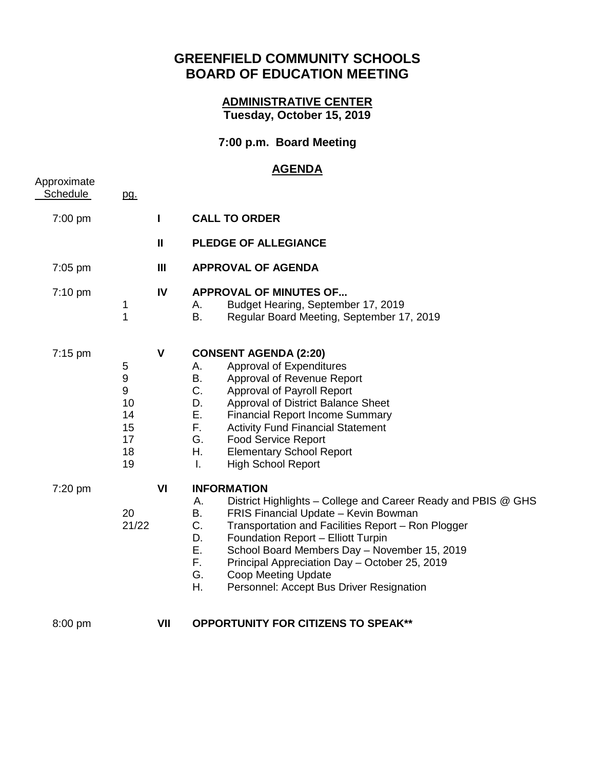# GREENFIELD COMMUNITY SCHOOLS
# BOARD OF EDUCATION MEETING

**ADMINISTRATIVE CENTER**
**Tuesday, October 15, 2019**

**7:00 p.m. Board Meeting**

## AGENDA

| Approximate Schedule | pg. | | |
|---|---|---|---|
| 7:00 pm | | **I** | **CALL TO ORDER** |
| | | **II** | **PLEDGE OF ALLEGIANCE** |
| 7:05 pm | | **III** | **APPROVAL OF AGENDA** |
| 7:10 pm | | **IV** | **APPROVAL OF MINUTES OF...** |
| | 1 | | A. Budget Hearing, September 17, 2019 |
| | 1 | | B. Regular Board Meeting, September 17, 2019 |
| 7:15 pm | | **V** | **CONSENT AGENDA (2:20)** |
| | 5 | | A. Approval of Expenditures |
| | 9 | | B. Approval of Revenue Report |
| | 9 | | C. Approval of Payroll Report |
| | 10 | | D. Approval of District Balance Sheet |
| | 14 | | E. Financial Report Income Summary |
| | 15 | | F. Activity Fund Financial Statement |
| | 17 | | G. Food Service Report |
| | 18 | | H. Elementary School Report |
| | 19 | | I. High School Report |
| 7:20 pm | | **VI** | **INFORMATION** |
| | | | A. District Highlights – College and Career Ready and PBIS @ GHS |
| | 20 | | B. FRIS Financial Update – Kevin Bowman |
| | 21/22 | | C. Transportation and Facilities Report – Ron Plogger |
| | | | D. Foundation Report – Elliott Turpin |
| | | | E. School Board Members Day – November 15, 2019 |
| | | | F. Principal Appreciation Day – October 25, 2019 |
| | | | G. Coop Meeting Update |
| | | | H. Personnel: Accept Bus Driver Resignation |
| 8:00 pm | | **VII** | **OPPORTUNITY FOR CITIZENS TO SPEAK**** |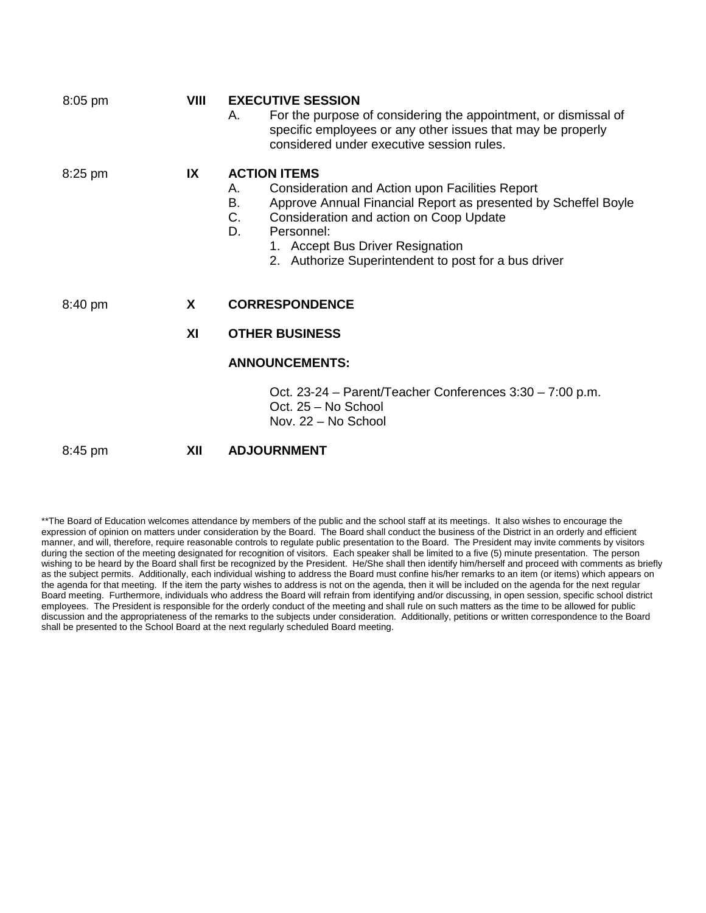8:05 pm **VIII** **EXECUTIVE SESSION**

A. For the purpose of considering the appointment, or dismissal of specific employees or any other issues that may be properly considered under executive session rules.

8:25 pm **IX** **ACTION ITEMS**

A. Consideration and Action upon Facilities Report
B. Approve Annual Financial Report as presented by Scheffel Boyle
C. Consideration and action on Coop Update
D. Personnel:
   1. Accept Bus Driver Resignation
   2. Authorize Superintendent to post for a bus driver

8:40 pm **X** **CORRESPONDENCE**

**XI** **OTHER BUSINESS**

**ANNOUNCEMENTS:**

Oct. 23-24 – Parent/Teacher Conferences 3:30 – 7:00 p.m.
Oct. 25 – No School
Nov. 22 – No School

8:45 pm **XII** **ADJOURNMENT**

**The Board of Education welcomes attendance by members of the public and the school staff at its meetings. It also wishes to encourage the expression of opinion on matters under consideration by the Board. The Board shall conduct the business of the District in an orderly and efficient manner, and will, therefore, require reasonable controls to regulate public presentation to the Board. The President may invite comments by visitors during the section of the meeting designated for recognition of visitors. Each speaker shall be limited to a five (5) minute presentation. The person wishing to be heard by the Board shall first be recognized by the President. He/She shall then identify him/herself and proceed with comments as briefly as the subject permits. Additionally, each individual wishing to address the Board must confine his/her remarks to an item (or items) which appears on the agenda for that meeting. If the item the party wishes to address is not on the agenda, then it will be included on the agenda for the next regular Board meeting. Furthermore, individuals who address the Board will refrain from identifying and/or discussing, in open session, specific school district employees. The President is responsible for the orderly conduct of the meeting and shall rule on such matters as the time to be allowed for public discussion and the appropriateness of the remarks to the subjects under consideration. Additionally, petitions or written correspondence to the Board shall be presented to the School Board at the next regularly scheduled Board meeting.